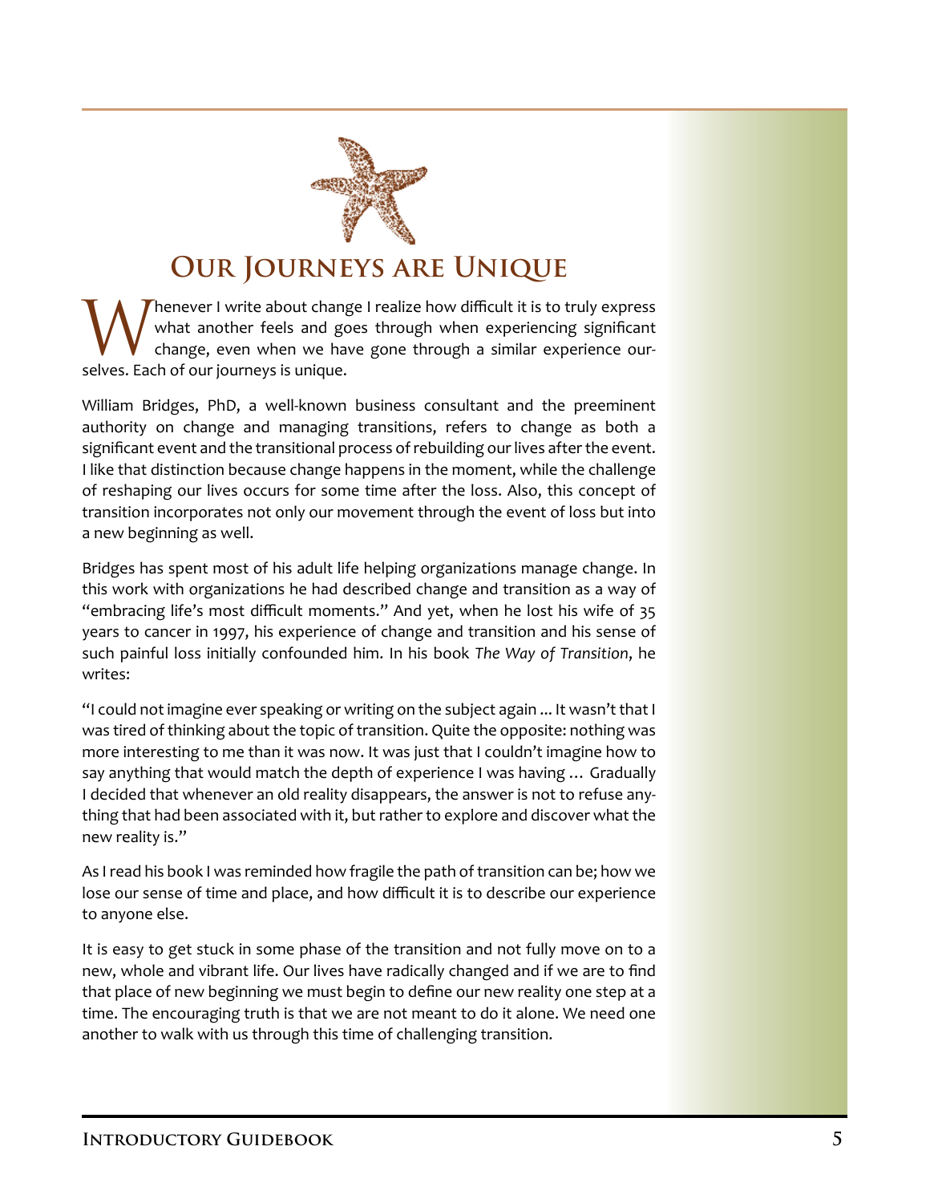# Our Journeys are Unique

Whenever I write about change I realize how difficult it is to truly express what another feels and goes through when experiencing significant change, even when we have gone through a similar experience ourselves. Each of our journeys is unique.

William Bridges, PhD, a well-known business consultant and the preeminent authority on change and managing transitions, refers to change as both a significant event and the transitional process of rebuilding our lives after the event. I like that distinction because change happens in the moment, while the challenge of reshaping our lives occurs for some time after the loss. Also, this concept of transition incorporates not only our movement through the event of loss but into a new beginning as well.

Bridges has spent most of his adult life helping organizations manage change. In this work with organizations he had described change and transition as a way of "embracing life's most difficult moments." And yet, when he lost his wife of 35 years to cancer in 1997, his experience of change and transition and his sense of such painful loss initially confounded him. In his book *The Way of Transition*, he writes:

"I could not imagine ever speaking or writing on the subject again ... It wasn't that I was tired of thinking about the topic of transition. Quite the opposite: nothing was more interesting to me than it was now. It was just that I couldn't imagine how to say anything that would match the depth of experience I was having … Gradually I decided that whenever an old reality disappears, the answer is not to refuse anything that had been associated with it, but rather to explore and discover what the new reality is."

As I read his book I was reminded how fragile the path of transition can be; how we lose our sense of time and place, and how difficult it is to describe our experience to anyone else.

It is easy to get stuck in some phase of the transition and not fully move on to a new, whole and vibrant life. Our lives have radically changed and if we are to find that place of new beginning we must begin to define our new reality one step at a time. The encouraging truth is that we are not meant to do it alone. We need one another to walk with us through this time of challenging transition.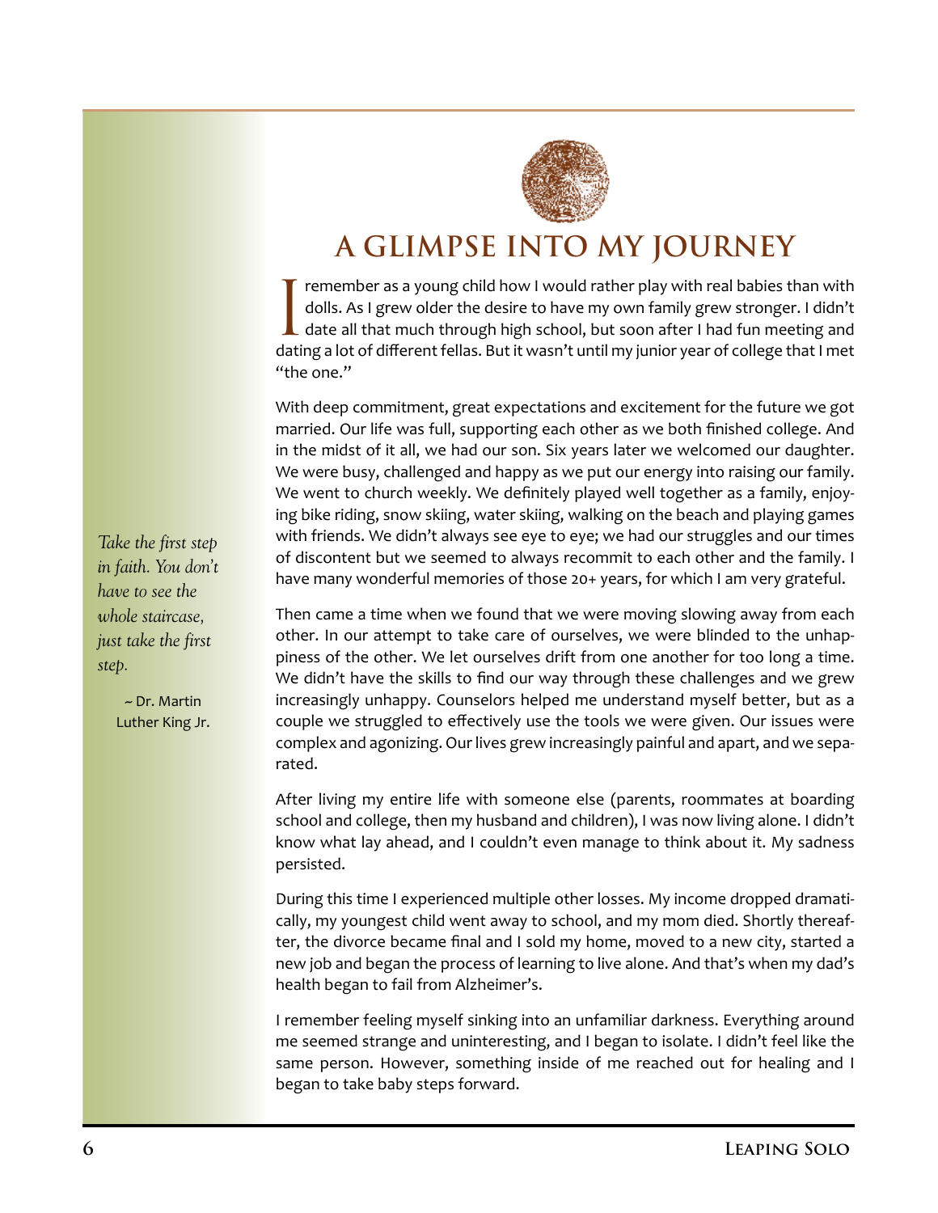# A GLIMPSE INTO MY JOURNEY

I remember as a young child how I would rather play with real babies than with dolls. As I grew older the desire to have my own family grew stronger. I didn't date all that much through high school, but soon after I had fun meeting and dating a lot of different fellas. But it wasn't until my junior year of college that I met "the one."

With deep commitment, great expectations and excitement for the future we got married. Our life was full, supporting each other as we both finished college. And in the midst of it all, we had our son. Six years later we welcomed our daughter. We were busy, challenged and happy as we put our energy into raising our family. We went to church weekly. We definitely played well together as a family, enjoying bike riding, snow skiing, water skiing, walking on the beach and playing games with friends. We didn't always see eye to eye; we had our struggles and our times of discontent but we seemed to always recommit to each other and the family. I have many wonderful memories of those 20+ years, for which I am very grateful.

*Take the first step in faith. You don't have to see the whole staircase, just take the first step.*

~ Dr. Martin Luther King Jr.

Then came a time when we found that we were moving slowing away from each other. In our attempt to take care of ourselves, we were blinded to the unhappiness of the other. We let ourselves drift from one another for too long a time. We didn't have the skills to find our way through these challenges and we grew increasingly unhappy. Counselors helped me understand myself better, but as a couple we struggled to effectively use the tools we were given. Our issues were complex and agonizing. Our lives grew increasingly painful and apart, and we separated.

After living my entire life with someone else (parents, roommates at boarding school and college, then my husband and children), I was now living alone. I didn't know what lay ahead, and I couldn't even manage to think about it. My sadness persisted.

During this time I experienced multiple other losses. My income dropped dramatically, my youngest child went away to school, and my mom died. Shortly thereafter, the divorce became final and I sold my home, moved to a new city, started a new job and began the process of learning to live alone. And that's when my dad's health began to fail from Alzheimer's.

I remember feeling myself sinking into an unfamiliar darkness. Everything around me seemed strange and uninteresting, and I began to isolate. I didn't feel like the same person. However, something inside of me reached out for healing and I began to take baby steps forward.